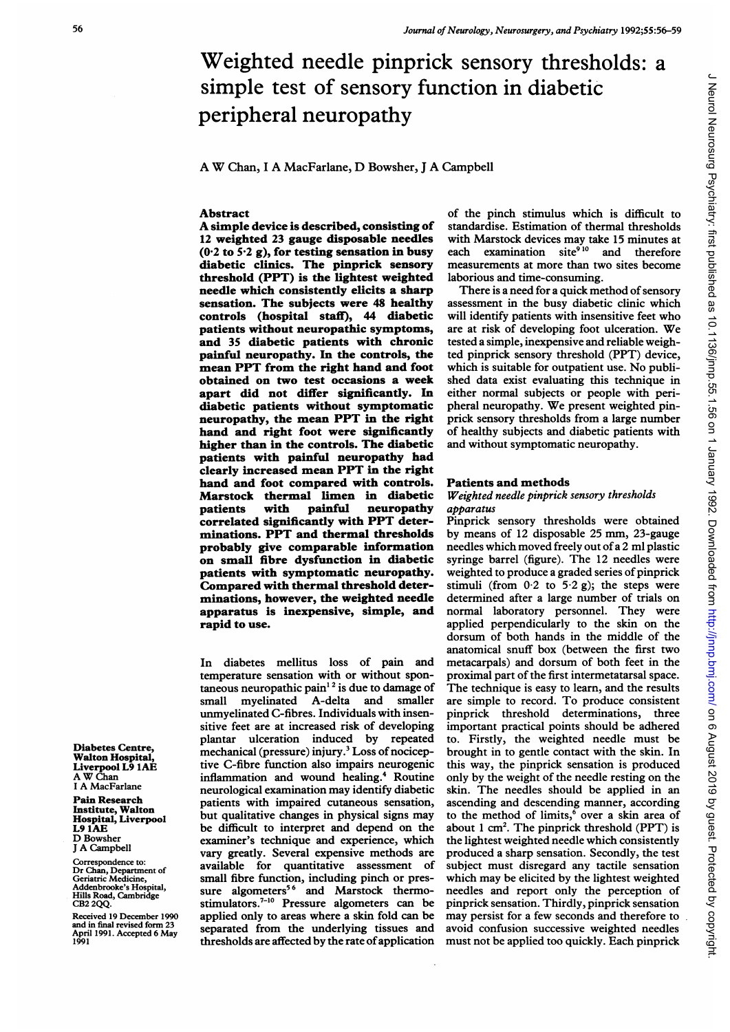# Weighted needle pinprick sensory thresholds: a simple test of sensory function in diabetic peripheral neuropathy

A W Chan, I A MacFarlane, D Bowsher, J A Campbell

Diabetes Centre, Walton Hospital, Liverpool L9 1AE
A W Chan
I A MacFarlane

Pain Research Institute, Walton Hospital, Liverpool L9 1AE
D Bowsher
J A Campbell

Correspondence to: Dr Chan, Department of Geriatric Medicine, Addenbrooke's Hospital, Hills Road, Cambridge CB2 2QQ.

Received 19 December 1990 and in final revised form 23 April 1991. Accepted 6 May 1991

## Abstract

**A simple device is described, consisting of 12 weighted 23 gauge disposable needles (0·2 to 5·2 g), for testing sensation in busy diabetic clinics. The pinprick sensory threshold (PPT) is the lightest weighted needle which consistently elicits a sharp sensation. The subjects were 48 healthy controls (hospital staff), 44 diabetic patients without neuropathic symptoms, and 35 diabetic patients with chronic painful neuropathy. In the controls, the mean PPT from the right hand and foot obtained on two test occasions a week apart did not differ significantly. In diabetic patients without symptomatic neuropathy, the mean PPT in the right hand and right foot were significantly higher than in the controls. The diabetic patients with painful neuropathy had clearly increased mean PPT in the right hand and foot compared with controls. Marstock thermal limen in diabetic patients with painful neuropathy correlated significantly with PPT determinations. PPT and thermal thresholds probably give comparable information on small fibre dysfunction in diabetic patients with symptomatic neuropathy. Compared with thermal threshold determinations, however, the weighted needle apparatus is inexpensive, simple, and rapid to use.**

In diabetes mellitus loss of pain and temperature sensation with or without spontaneous neuropathic pain[1 2] is due to damage of small myelinated A-delta and smaller unmyelinated C-fibres. Individuals with insensitive feet are at increased risk of developing plantar ulceration induced by repeated mechanical (pressure) injury.[3] Loss of nociceptive C-fibre function also impairs neurogenic inflammation and wound healing.[4] Routine neurological examination may identify diabetic patients with impaired cutaneous sensation, but qualitative changes in physical signs may be difficult to interpret and depend on the examiner's technique and experience, which vary greatly. Several expensive methods are available for quantitative assessment of small fibre function, including pinch or pressure algometers[5 6] and Marstock thermostimulators.[7-10] Pressure algometers can be applied only to areas where a skin fold can be separated from the underlying tissues and thresholds are affected by the rate of application of the pinch stimulus which is difficult to standardise. Estimation of thermal thresholds with Marstock devices may take 15 minutes at each examination site[9 10] and therefore measurements at more than two sites become laborious and time-consuming.

There is a need for a quick method of sensory assessment in the busy diabetic clinic which will identify patients with insensitive feet who are at risk of developing foot ulceration. We tested a simple, inexpensive and reliable weighted pinprick sensory threshold (PPT) device, which is suitable for outpatient use. No published data exist evaluating this technique in either normal subjects or people with peripheral neuropathy. We present weighted pinprick sensory thresholds from a large number of healthy subjects and diabetic patients with and without symptomatic neuropathy.

## Patients and methods

### *Weighted needle pinprick sensory thresholds apparatus*

Pinprick sensory thresholds were obtained by means of 12 disposable 25 mm, 23-gauge needles which moved freely out of a 2 ml plastic syringe barrel (figure). The 12 needles were weighted to produce a graded series of pinprick stimuli (from 0·2 to 5·2 g); the steps were determined after a large number of trials on normal laboratory personnel. They were applied perpendicularly to the skin on the dorsum of both hands in the middle of the anatomical snuff box (between the first two metacarpals) and dorsum of both feet in the proximal part of the first intermetatarsal space. The technique is easy to learn, and the results are simple to record. To produce consistent pinprick threshold determinations, three important practical points should be adhered to. Firstly, the weighted needle must be brought in to gentle contact with the skin. In this way, the pinprick sensation is produced only by the weight of the needle resting on the skin. The needles should be applied in an ascending and descending manner, according to the method of limits,[6] over a skin area of about 1 cm². The pinprick threshold (PPT) is the lightest weighted needle which consistently produced a sharp sensation. Secondly, the test subject must disregard any tactile sensation which may be elicited by the lightest weighted needles and report only the perception of pinprick sensation. Thirdly, pinprick sensation may persist for a few seconds and therefore to avoid confusion successive weighted needles must not be applied too quickly. Each pinprick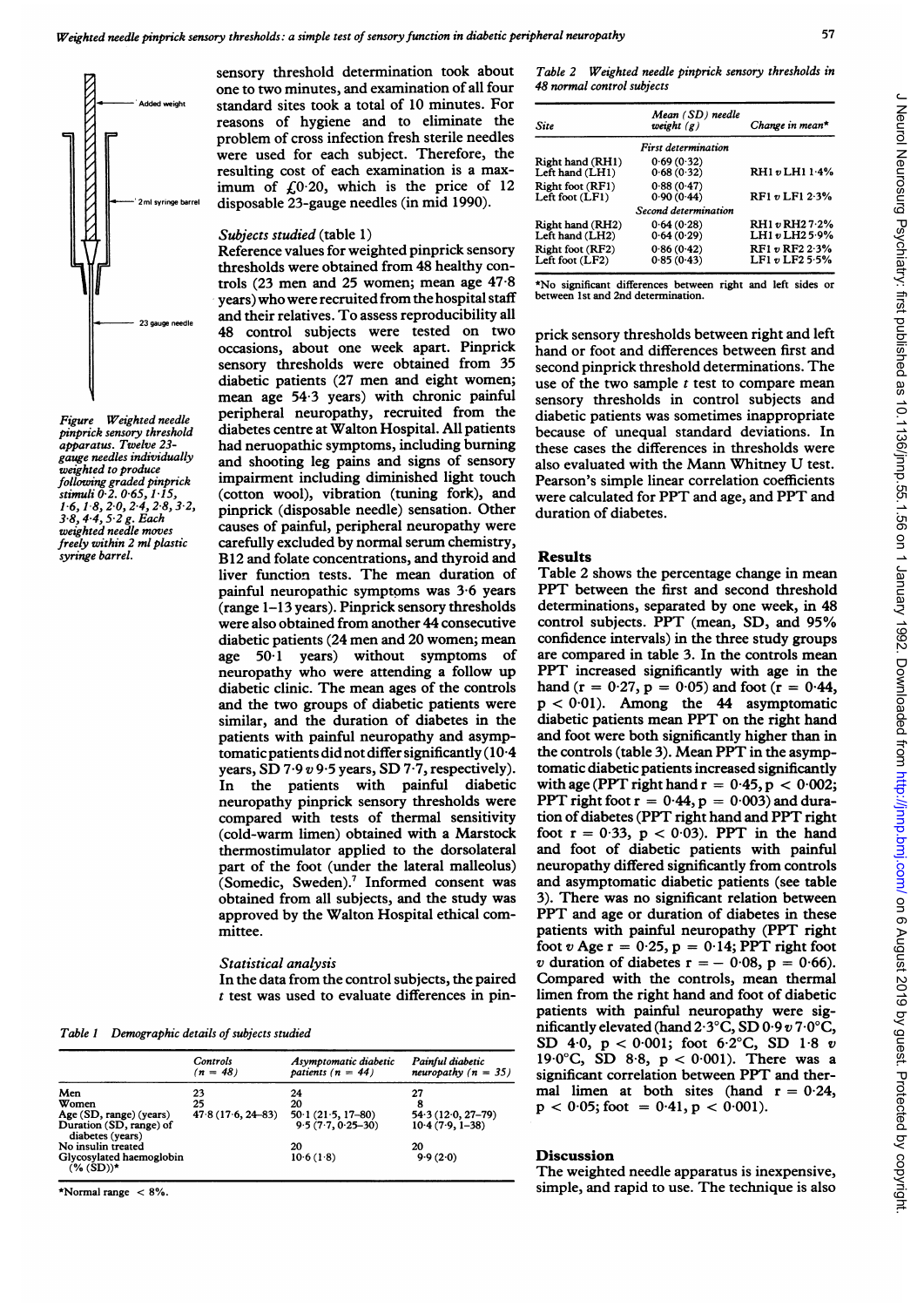sensory threshold determination took about one to two minutes, and examination of all four standard sites took a total of 10 minutes. For reasons of hygiene and to eliminate the problem of cross infection fresh sterile needles were used for each subject. Therefore, the resulting cost of each examination is a maximum of £0·20, which is the price of 12 disposable 23-gauge needles (in mid 1990).

Added weight

2 ml syringe barrel

23 gauge needle

*Figure Weighted needle pinprick sensory threshold apparatus. Twelve 23-gauge needles individually weighted to produce following graded pinprick stimuli 0·2. 0·65, 1·15, 1·6, 1·8, 2·0, 2·4, 2·8, 3·2, 3·8, 4·4, 5·2 g. Each weighted needle moves freely within 2 ml plastic syringe barrel.*

### *Subjects studied* (table 1)

Reference values for weighted pinprick sensory thresholds were obtained from 48 healthy controls (23 men and 25 women; mean age 47·8 years) who were recruited from the hospital staff and their relatives. To assess reproducibility all 48 control subjects were tested on two occasions, about one week apart. Pinprick sensory thresholds were obtained from 35 diabetic patients (27 men and eight women; mean age 54·3 years) with chronic painful peripheral neuropathy, recruited from the diabetes centre at Walton Hospital. All patients had neruopathic symptoms, including burning and shooting leg pains and signs of sensory impairment including diminished light touch (cotton wool), vibration (tuning fork), and pinprick (disposable needle) sensation. Other causes of painful, peripheral neuropathy were carefully excluded by normal serum chemistry, B12 and folate concentrations, and thyroid and liver function tests. The mean duration of painful neuropathic symptoms was 3·6 years (range 1–13 years). Pinprick sensory thresholds were also obtained from another 44 consecutive diabetic patients (24 men and 20 women; mean age 50·1 years) without symptoms of neuropathy who were attending a follow up diabetic clinic. The mean ages of the controls and the two groups of diabetic patients were similar, and the duration of diabetes in the patients with painful neuropathy and asymptomatic patients did not differ significantly (10·4 years, SD 7·9 *v* 9·5 years, SD 7·7, respectively). In the patients with painful diabetic neuropathy pinprick sensory thresholds were compared with tests of thermal sensitivity (cold-warm limen) obtained with a Marstock thermostimulator applied to the dorsolateral part of the foot (under the lateral malleolus) (Somedic, Sweden).[7] Informed consent was obtained from all subjects, and the study was approved by the Walton Hospital ethical committee.

### *Statistical analysis*

In the data from the control subjects, the paired *t* test was used to evaluate differences in pinprick sensory thresholds between right and left hand or foot and differences between first and second pinprick threshold determinations. The use of the two sample *t* test to compare mean sensory thresholds in control subjects and diabetic patients was sometimes inappropriate because of unequal standard deviations. In these cases the differences in thresholds were also evaluated with the Mann Whitney U test. Pearson's simple linear correlation coefficients were calculated for PPT and age, and PPT and duration of diabetes.

*Table 1 Demographic details of subjects studied*

| | Controls ($n = 48$) | Asymptomatic diabetic patients ($n = 44$) | Painful diabetic neuropathy ($n = 35$) |
|---|---|---|---|
| Men | 23 | 24 | 27 |
| Women | 25 | 20 | 8 |
| Age (SD, range) (years) | 47·8 (17·6, 24–83) | 50·1 (21·5, 17–80) | 54·3 (12·0, 27–79) |
| Duration (SD, range) of diabetes (years) | | 9·5 (7·7, 0·25–30) | 10·4 (7·9, 1–38) |
| No insulin treated | | 20 | 20 |
| Glycosylated haemoglobin (% (SD))* | | 10·6 (1·8) | 9·9 (2·0) |

*Normal range < 8%.

*Table 2 Weighted needle pinprick sensory thresholds in 48 normal control subjects*

| Site | Mean (SD) needle weight (g) | Change in mean* |
|---|---|---|
| | *First determination* | |
| Right hand (RH1) | 0·69 (0·32) | |
| Left hand (LH1) | 0·68 (0·32) | RH1 *v* LH1 1·4% |
| Right foot (RF1) | 0·88 (0·47) | |
| Left foot (LF1) | 0·90 (0·44) | RF1 *v* LF1 2·3% |
| | *Second determination* | |
| Right hand (RH2) | 0·64 (0·28) | RH1 *v* RH2 7·2% |
| Left hand (LH2) | 0·64 (0·29) | LH1 *v* LH2 5·9% |
| Right foot (RF2) | 0·86 (0·42) | RF1 *v* RF2 2·3% |
| Left foot (LF2) | 0·85 (0·43) | LF1 *v* LF2 5·5% |

*No significant differences between right and left sides or between 1st and 2nd determination.

## Results

Table 2 shows the percentage change in mean PPT between the first and second threshold determinations, separated by one week, in 48 control subjects. PPT (mean, SD, and 95% confidence intervals) in the three study groups are compared in table 3. In the controls mean PPT increased significantly with age in the hand ($r = 0·27$, $p = 0·05$) and foot ($r = 0·44$, $p < 0·01$). Among the 44 asymptomatic diabetic patients mean PPT on the right hand and foot were both significantly higher than in the controls (table 3). Mean PPT in the asymptomatic diabetic patients increased significantly with age (PPT right hand $r = 0·45$, $p < 0·002$; PPT right foot $r = 0·44$, $p = 0·003$) and duration of diabetes (PPT right hand and PPT right foot $r = 0·33$, $p < 0·03$). PPT in the hand and foot of diabetic patients with painful neuropathy differed significantly from controls and asymptomatic diabetic patients (see table 3). There was no significant relation between PPT and age or duration of diabetes in these patients with painful neuropathy (PPT right foot *v* Age $r = 0·25$, $p = 0·14$; PPT right foot *v* duration of diabetes $r = -0·08$, $p = 0·66$). Compared with the controls, mean thermal limen from the right hand and foot of diabetic patients with painful neuropathy were significantly elevated (hand 2·3°C, SD 0·9 *v* 7·0°C, SD 4·0, $p < 0·001$; foot 6·2°C, SD 1·8 *v* 19·0°C, SD 8·8, $p < 0·001$). There was a significant correlation between PPT and thermal limen at both sites (hand $r = 0·24$, $p < 0·05$; foot $= 0·41$, $p < 0·001$).

## Discussion

The weighted needle apparatus is inexpensive, simple, and rapid to use. The technique is also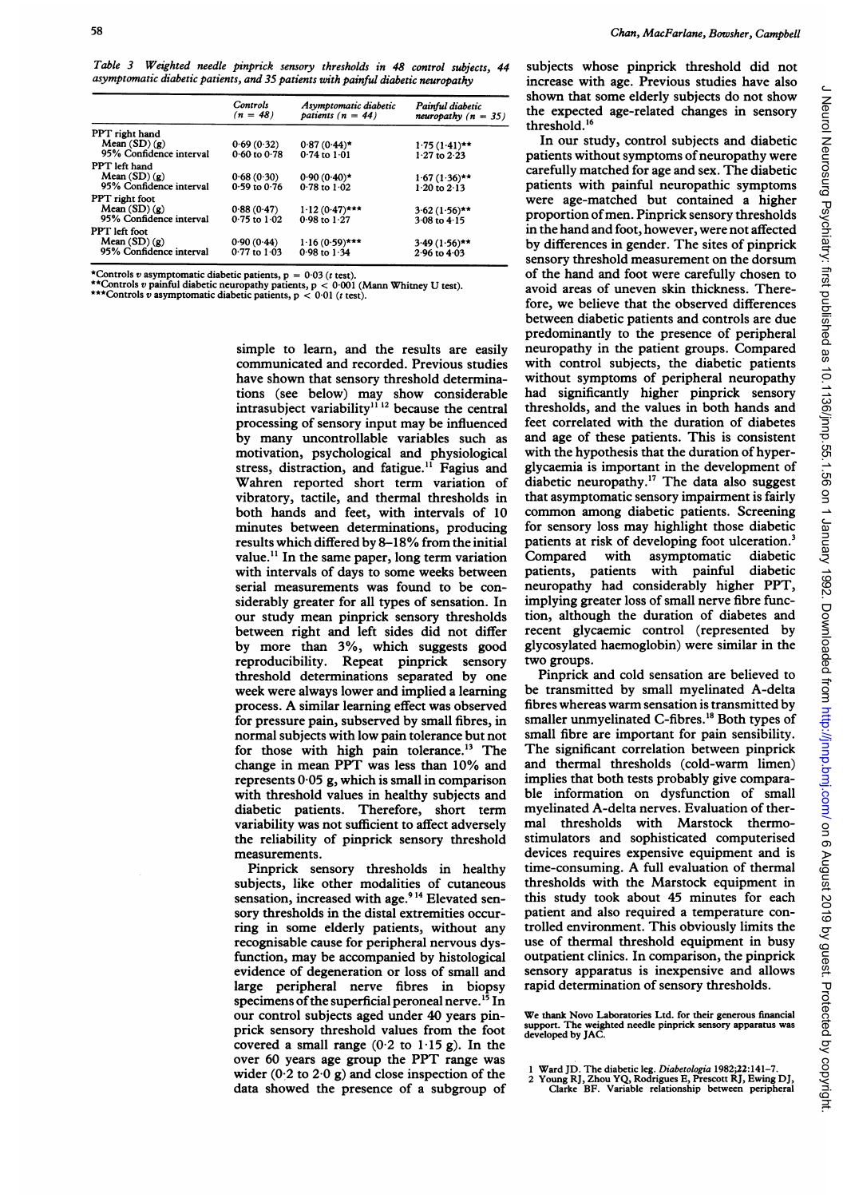Table 3 *Weighted needle pinprick sensory thresholds in 48 control subjects, 44 asymptomatic diabetic patients, and 35 patients with painful diabetic neuropathy*

| | Controls (n = 48) | Asymptomatic diabetic patients (n = 44) | Painful diabetic neuropathy (n = 35) |
|---|---|---|---|
| PPT right hand | | | |
| Mean (SD) (g) | 0·69 (0·32) | 0·87 (0·44)* | 1·75 (1·41)** |
| 95% Confidence interval | 0·60 to 0·78 | 0·74 to 1·01 | 1·27 to 2·23 |
| PPT left hand | | | |
| Mean (SD) (g) | 0·68 (0·30) | 0·90 (0·40)* | 1·67 (1·36)** |
| 95% Confidence interval | 0·59 to 0·76 | 0·78 to 1·02 | 1·20 to 2·13 |
| PPT right foot | | | |
| Mean (SD) (g) | 0·88 (0·47) | 1·12 (0·47)*** | 3·62 (1·56)** |
| 95% Confidence interval | 0·75 to 1·02 | 0·98 to 1·27 | 3·08 to 4·15 |
| PPT left foot | | | |
| Mean (SD) (g) | 0·90 (0·44) | 1·16 (0·59)*** | 3·49 (1·56)** |
| 95% Confidence interval | 0·77 to 1·03 | 0·98 to 1·34 | 2·96 to 4·03 |

*Controls *v* asymptomatic diabetic patients, $p = 0·03$ (*t* test).
**Controls *v* painful diabetic neuropathy patients, $p < 0·001$ (Mann Whitney U test).
***Controls *v* asymptomatic diabetic patients, $p < 0·01$ (*t* test).

simple to learn, and the results are easily communicated and recorded. Previous studies have shown that sensory threshold determinations (see below) may show considerable intrasubject variability[11 12] because the central processing of sensory input may be influenced by many uncontrollable variables such as motivation, psychological and physiological stress, distraction, and fatigue.[11] Fagius and Wahren reported short term variation of vibratory, tactile, and thermal thresholds in both hands and feet, with intervals of 10 minutes between determinations, producing results which differed by 8–18% from the initial value.[11] In the same paper, long term variation with intervals of days to some weeks between serial measurements was found to be considerably greater for all types of sensation. In our study mean pinprick sensory thresholds between right and left sides did not differ by more than 3%, which suggests good reproducibility. Repeat pinprick sensory threshold determinations separated by one week were always lower and implied a learning process. A similar learning effect was observed for pressure pain, subserved by small fibres, in normal subjects with low pain tolerance but not for those with high pain tolerance.[13] The change in mean PPT was less than 10% and represents 0·05 g, which is small in comparison with threshold values in healthy subjects and diabetic patients. Therefore, short term variability was not sufficient to affect adversely the reliability of pinprick sensory threshold measurements.

Pinprick sensory thresholds in healthy subjects, like other modalities of cutaneous sensation, increased with age.[9 14] Elevated sensory thresholds in the distal extremities occurring in some elderly patients, without any recognisable cause for peripheral nervous dysfunction, may be accompanied by histological evidence of degeneration or loss of small and large peripheral nerve fibres in biopsy specimens of the superficial peroneal nerve.[15] In our control subjects aged under 40 years pinprick sensory threshold values from the foot covered a small range (0·2 to 1·15 g). In the over 60 years age group the PPT range was wider (0·2 to 2·0 g) and close inspection of the data showed the presence of a subgroup of subjects whose pinprick threshold did not increase with age. Previous studies have also shown that some elderly subjects do not show the expected age-related changes in sensory threshold.[16]

In our study, control subjects and diabetic patients without symptoms of neuropathy were carefully matched for age and sex. The diabetic patients with painful neuropathic symptoms were age-matched but contained a higher proportion of men. Pinprick sensory thresholds in the hand and foot, however, were not affected by differences in gender. The sites of pinprick sensory threshold measurement on the dorsum of the hand and foot were carefully chosen to avoid areas of uneven skin thickness. Therefore, we believe that the observed differences between diabetic patients and controls are due predominantly to the presence of peripheral neuropathy in the patient groups. Compared with control subjects, the diabetic patients without symptoms of peripheral neuropathy had significantly higher pinprick sensory thresholds, and the values in both hands and feet correlated with the duration of diabetes and age of these patients. This is consistent with the hypothesis that the duration of hyperglycaemia is important in the development of diabetic neuropathy.[17] The data also suggest that asymptomatic sensory impairment is fairly common among diabetic patients. Screening for sensory loss may highlight those diabetic patients at risk of developing foot ulceration.[3] Compared with asymptomatic diabetic patients, patients with painful diabetic neuropathy had considerably higher PPT, implying greater loss of small nerve fibre function, although the duration of diabetes and recent glycaemic control (represented by glycosylated haemoglobin) were similar in the two groups.

Pinprick and cold sensation are believed to be transmitted by small myelinated A-delta fibres whereas warm sensation is transmitted by smaller unmyelinated C-fibres.[18] Both types of small fibre are important for pain sensibility. The significant correlation between pinprick and thermal thresholds (cold-warm limen) implies that both tests probably give comparable information on dysfunction of small myelinated A-delta nerves. Evaluation of thermal thresholds with Marstock thermostimulators and sophisticated computerised devices requires expensive equipment and is time-consuming. A full evaluation of thermal thresholds with the Marstock equipment in this study took about 45 minutes for each patient and also required a temperature controlled environment. This obviously limits the use of thermal threshold equipment in busy outpatient clinics. In comparison, the pinprick sensory apparatus is inexpensive and allows rapid determination of sensory thresholds.

We thank Novo Laboratories Ltd. for their generous financial support. The weighted needle pinprick sensory apparatus was developed by JAC.

1 Ward JD. The diabetic leg. *Diabetologia* 1982;22:141–7.
2 Young RJ, Zhou YQ, Rodrigues E, Prescott RJ, Ewing DJ, Clarke BF. Variable relationship between peripheral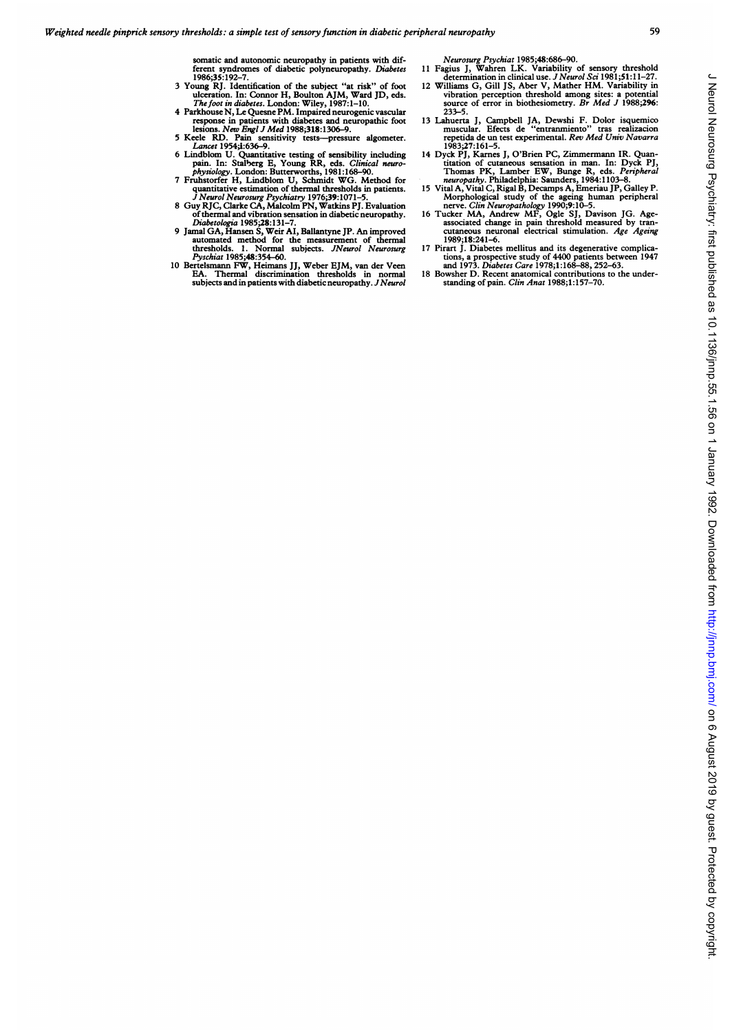somatic and autonomic neuropathy in patients with different syndromes of diabetic polyneuropathy. *Diabetes* 1986;**35**:192–7.

3 Young RJ. Identification of the subject "at risk" of foot ulceration. In: Connor H, Boulton AJM, Ward JD, eds. *The foot in diabetes*. London: Wiley, 1987:1–10.

4 Parkhouse N, Le Quesne PM. Impaired neurogenic vascular response in patients with diabetes and neuropathic foot lesions. *New Engl J Med* 1988;**318**:1306–9.

5 Keele RD. Pain sensitivity tests—pressure algometer. *Lancet* 1954;**i**:636–9.

6 Lindblom U. Quantitative testing of sensibility including pain. In: Stalberg E, Young RR, eds. *Clinical neurophysiology*. London: Butterworths, 1981:168–90.

7 Fruhstorfer H, Lindblom U, Schmidt WG. Method for quantitative estimation of thermal thresholds in patients. *J Neurol Neurosurg Psychiatry* 1976;**39**:1071–5.

8 Guy RJC, Clarke CA, Malcolm PN, Watkins PJ. Evaluation of thermal and vibration sensation in diabetic neuropathy. *Diabetologia* 1985;**28**:131–7.

9 Jamal GA, Hansen S, Weir AI, Ballantyne JP. An improved automated method for the measurement of thermal thresholds. 1. Normal subjects. *JNeurol Neurosurg Pyschiat* 1985;**48**:354–60.

10 Bertelsmann FW, Heimans JJ, Weber EJM, van der Veen EA. Thermal discrimination thresholds in normal subjects and in patients with diabetic neuropathy. *J Neurol Neurosurg Psychiat* 1985;**48**:686–90.

11 Fagius J, Wahren LK. Variability of sensory threshold determination in clinical use. *J Neurol Sci* 1981;**51**:11–27.

12 Williams G, Gill JS, Aber V, Mather HM. Variability in vibration perception threshold among sites: a potential source of error in biothesiometry. *Br Med J* 1988;**296**: 233–5.

13 Lahuerta J, Campbell JA, Dewshi F. Dolor isquemico muscular. Efects de "entranmiento" tras realizacion repetida de un test experimental. *Rev Med Univ Navarra* 1983;**27**:161–5.

14 Dyck PJ, Karnes J, O'Brien PC, Zimmermann IR. Quantitation of cutaneous sensation in man. In: Dyck PJ, Thomas PK, Lamber EW, Bunge R, eds. *Peripheral neuropathy*. Philadelphia: Saunders, 1984:1103–8.

15 Vital A, Vital C, Rigal B, Decamps A, Emeriau JP, Galley P. Morphological study of the ageing human peripheral nerve. *Clin Neuropathology* 1990;**9**:10–5.

16 Tucker MA, Andrew MF, Ogle SJ, Davison JG. Age-associated change in pain threshold measured by transcutaneous neuronal electrical stimulation. *Age Ageing* 1989;**18**:241–6.

17 Pirart J. Diabetes mellitus and its degenerative complications, a prospective study of 4400 patients between 1947 and 1973. *Diabetes Care* 1978;**1**:168–88, 252–63.

18 Bowsher D. Recent anatomical contributions to the understanding of pain. *Clin Anat* 1988;**1**:157–70.